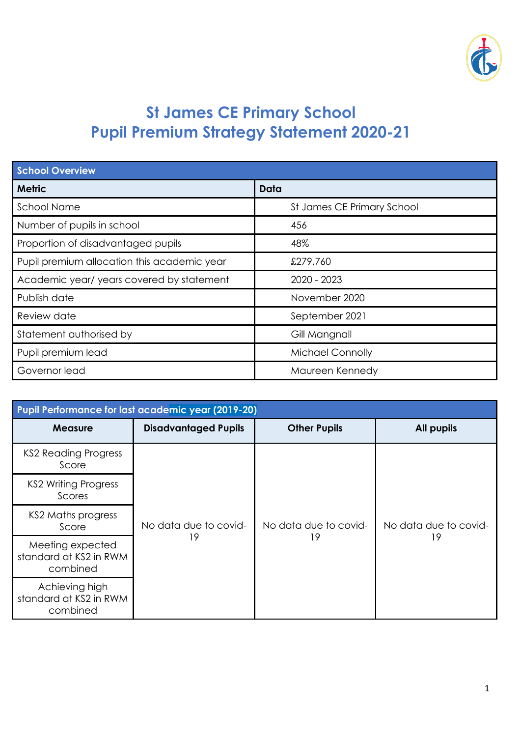# St James CE Primary School
# Pupil Premium Strategy Statement 2020-21

| School Overview | |
|---|---|
| **Metric** | **Data** |
| School Name | St James CE Primary School |
| Number of pupils in school | 456 |
| Proportion of disadvantaged pupils | 48% |
| Pupil premium allocation this academic year | £279,760 |
| Academic year/ years covered by statement | 2020 - 2023 |
| Publish date | November 2020 |
| Review date | September 2021 |
| Statement authorised by | Gill Mangnall |
| Pupil premium lead | Michael Connolly |
| Governor lead | Maureen Kennedy |

| Pupil Performance for last academic year (2019-20) | | | |
|---|---|---|---|
| **Measure** | **Disadvantaged Pupils** | **Other Pupils** | **All pupils** |
| KS2 Reading Progress Score | No data due to covid-19 | No data due to covid-19 | No data due to covid-19 |
| KS2 Writing Progress Scores | | | |
| KS2 Maths progress Score | | | |
| Meeting expected standard at KS2 in RWM combined | | | |
| Achieving high standard at KS2 in RWM combined | | | |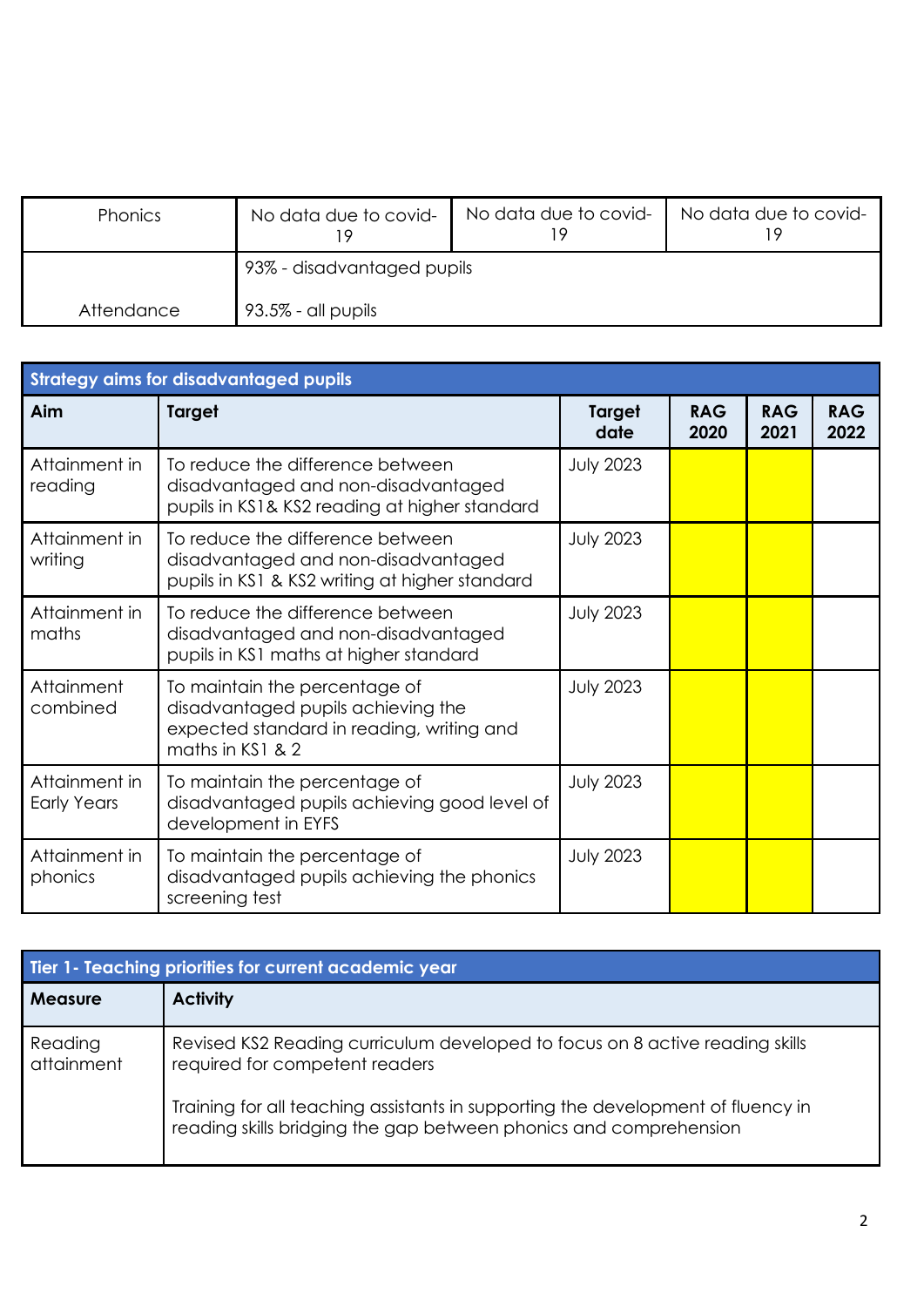| Phonics | No data due to covid-19 | No data due to covid-19 | No data due to covid-19 |
|---|---|---|---|
| Attendance | 93% - disadvantaged pupils<br><br>93.5% - all pupils | | |

| Strategy aims for disadvantaged pupils | | | | | |
|---|---|---|---|---|---|
| **Aim** | **Target** | **Target date** | **RAG 2020** | **RAG 2021** | **RAG 2022** |
| Attainment in reading | To reduce the difference between disadvantaged and non-disadvantaged pupils in KS1& KS2 reading at higher standard | July 2023 | | | |
| Attainment in writing | To reduce the difference between disadvantaged and non-disadvantaged pupils in KS1 & KS2 writing at higher standard | July 2023 | | | |
| Attainment in maths | To reduce the difference between disadvantaged and non-disadvantaged pupils in KS1 maths at higher standard | July 2023 | | | |
| Attainment combined | To maintain the percentage of disadvantaged pupils achieving the expected standard in reading, writing and maths in KS1 & 2 | July 2023 | | | |
| Attainment in Early Years | To maintain the percentage of disadvantaged pupils achieving good level of development in EYFS | July 2023 | | | |
| Attainment in phonics | To maintain the percentage of disadvantaged pupils achieving the phonics screening test | July 2023 | | | |

| Tier 1- Teaching priorities for current academic year | |
|---|---|
| **Measure** | **Activity** |
| Reading attainment | Revised KS2 Reading curriculum developed to focus on 8 active reading skills required for competent readers<br><br>Training for all teaching assistants in supporting the development of fluency in reading skills bridging the gap between phonics and comprehension |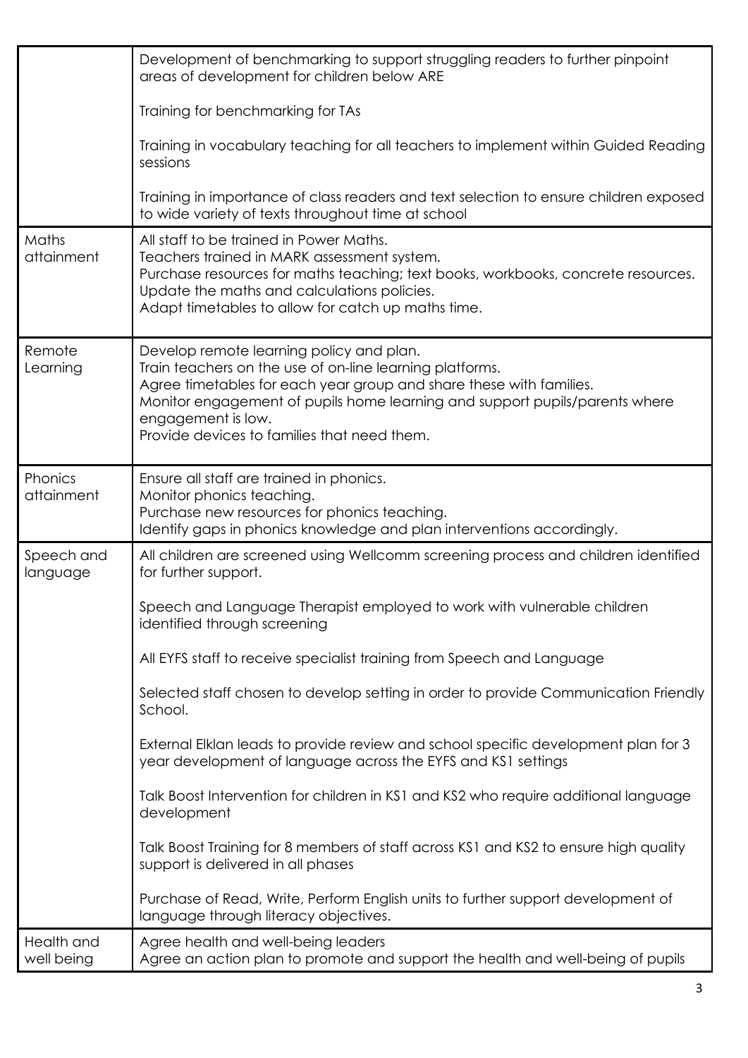| | |
|---|---|
| | Development of benchmarking to support struggling readers to further pinpoint areas of development for children below ARE<br><br>Training for benchmarking for TAs<br><br>Training in vocabulary teaching for all teachers to implement within Guided Reading sessions<br><br>Training in importance of class readers and text selection to ensure children exposed to wide variety of texts throughout time at school |
| Maths attainment | All staff to be trained in Power Maths.<br>Teachers trained in MARK assessment system.<br>Purchase resources for maths teaching; text books, workbooks, concrete resources.<br>Update the maths and calculations policies.<br>Adapt timetables to allow for catch up maths time. |
| Remote Learning | Develop remote learning policy and plan.<br>Train teachers on the use of on-line learning platforms.<br>Agree timetables for each year group and share these with families.<br>Monitor engagement of pupils home learning and support pupils/parents where engagement is low.<br>Provide devices to families that need them. |
| Phonics attainment | Ensure all staff are trained in phonics.<br>Monitor phonics teaching.<br>Purchase new resources for phonics teaching.<br>Identify gaps in phonics knowledge and plan interventions accordingly. |
| Speech and language | All children are screened using Wellcomm screening process and children identified for further support.<br><br>Speech and Language Therapist employed to work with vulnerable children identified through screening<br><br>All EYFS staff to receive specialist training from Speech and Language<br><br>Selected staff chosen to develop setting in order to provide Communication Friendly School.<br><br>External Elklan leads to provide review and school specific development plan for 3 year development of language across the EYFS and KS1 settings<br><br>Talk Boost Intervention for children in KS1 and KS2 who require additional language development<br><br>Talk Boost Training for 8 members of staff across KS1 and KS2 to ensure high quality support is delivered in all phases<br><br>Purchase of Read, Write, Perform English units to further support development of language through literacy objectives. |
| Health and well being | Agree health and well-being leaders<br>Agree an action plan to promote and support the health and well-being of pupils |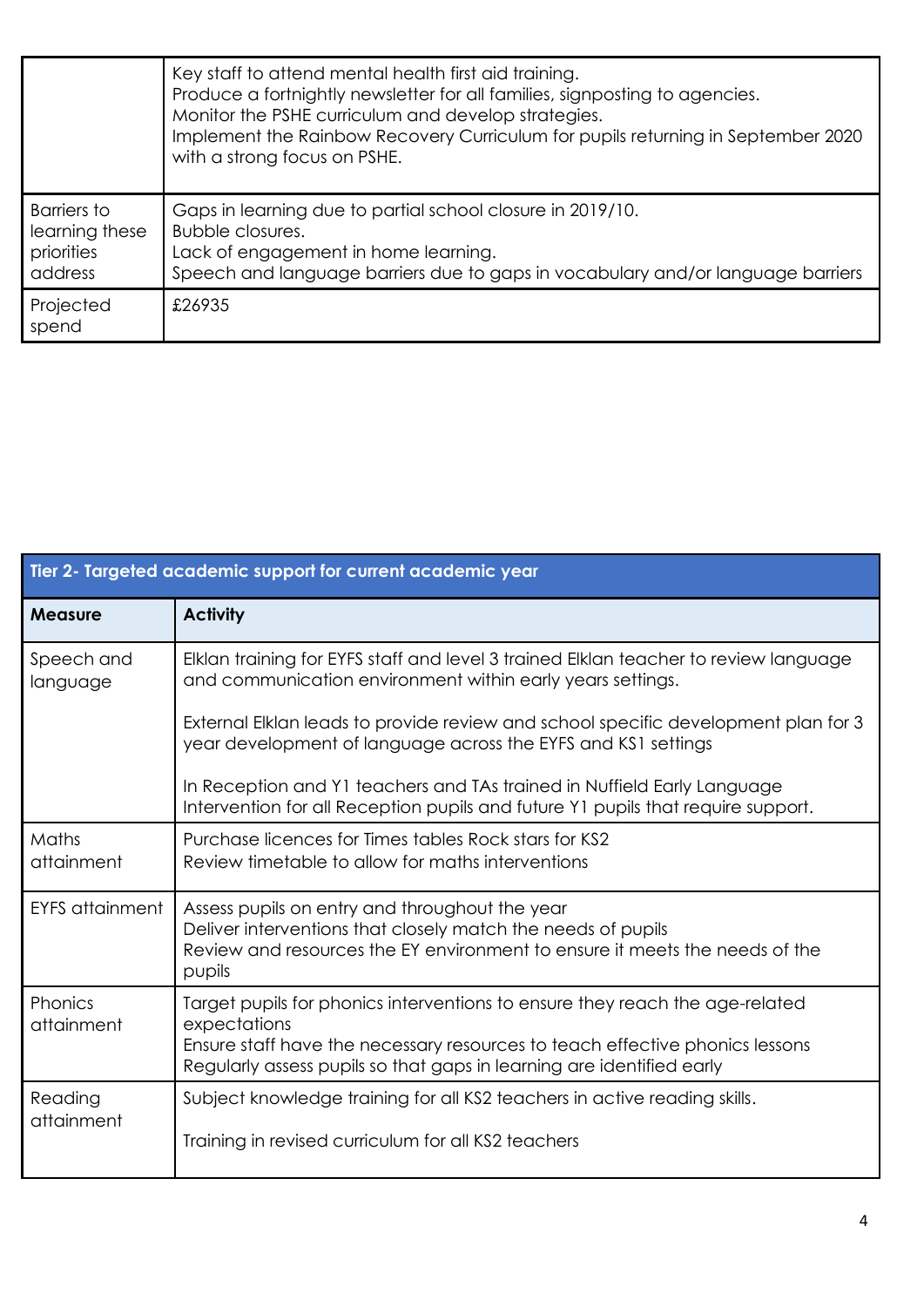| | |
|---|---|
| | Key staff to attend mental health first aid training.<br>Produce a fortnightly newsletter for all families, signposting to agencies.<br>Monitor the PSHE curriculum and develop strategies.<br>Implement the Rainbow Recovery Curriculum for pupils returning in September 2020 with a strong focus on PSHE. |
| Barriers to learning these priorities address | Gaps in learning due to partial school closure in 2019/10.<br>Bubble closures.<br>Lack of engagement in home learning.<br>Speech and language barriers due to gaps in vocabulary and/or language barriers |
| Projected spend | £26935 |

| **Tier 2- Targeted academic support for current academic year** | |
|---|---|
| **Measure** | **Activity** |
| Speech and language | Elklan training for EYFS staff and level 3 trained Elklan teacher to review language and communication environment within early years settings.<br><br>External Elklan leads to provide review and school specific development plan for 3 year development of language across the EYFS and KS1 settings<br><br>In Reception and Y1 teachers and TAs trained in Nuffield Early Language Intervention for all Reception pupils and future Y1 pupils that require support. |
| Maths attainment | Purchase licences for Times tables Rock stars for KS2<br>Review timetable to allow for maths interventions |
| EYFS attainment | Assess pupils on entry and throughout the year<br>Deliver interventions that closely match the needs of pupils<br>Review and resources the EY environment to ensure it meets the needs of the pupils |
| Phonics attainment | Target pupils for phonics interventions to ensure they reach the age-related expectations<br>Ensure staff have the necessary resources to teach effective phonics lessons<br>Regularly assess pupils so that gaps in learning are identified early |
| Reading attainment | Subject knowledge training for all KS2 teachers in active reading skills.<br><br>Training in revised curriculum for all KS2 teachers |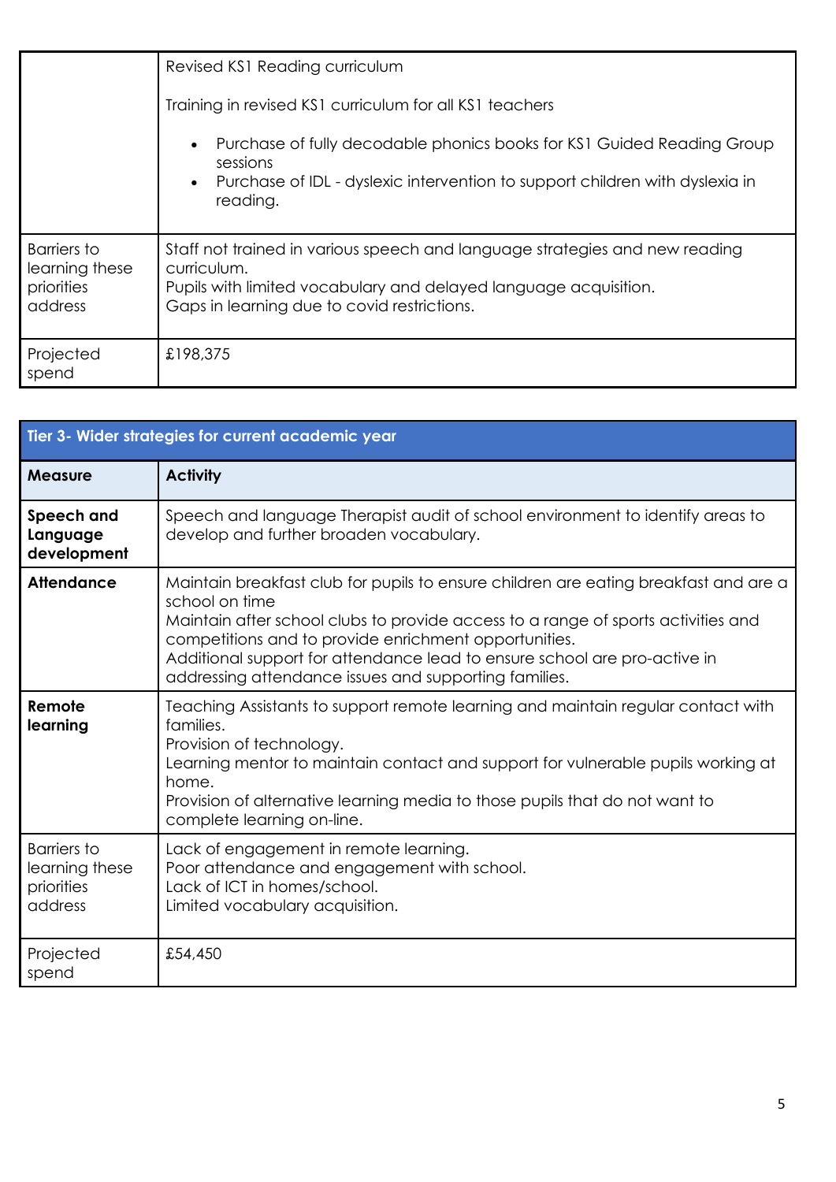| | |
|---|---|
| | Revised KS1 Reading curriculum<br><br>Training in revised KS1 curriculum for all KS1 teachers<br><br>• Purchase of fully decodable phonics books for KS1 Guided Reading Group sessions<br>• Purchase of IDL - dyslexic intervention to support children with dyslexia in reading. |
| Barriers to learning these priorities address | Staff not trained in various speech and language strategies and new reading curriculum.<br>Pupils with limited vocabulary and delayed language acquisition.<br>Gaps in learning due to covid restrictions. |
| Projected spend | £198,375 |

| **Tier 3- Wider strategies for current academic year** | |
|---|---|
| **Measure** | **Activity** |
| **Speech and Language development** | Speech and language Therapist audit of school environment to identify areas to develop and further broaden vocabulary. |
| **Attendance** | Maintain breakfast club for pupils to ensure children are eating breakfast and are a school on time<br>Maintain after school clubs to provide access to a range of sports activities and competitions and to provide enrichment opportunities.<br>Additional support for attendance lead to ensure school are pro-active in addressing attendance issues and supporting families. |
| **Remote learning** | Teaching Assistants to support remote learning and maintain regular contact with families.<br>Provision of technology.<br>Learning mentor to maintain contact and support for vulnerable pupils working at home.<br>Provision of alternative learning media to those pupils that do not want to complete learning on-line. |
| Barriers to learning these priorities address | Lack of engagement in remote learning.<br>Poor attendance and engagement with school.<br>Lack of ICT in homes/school.<br>Limited vocabulary acquisition. |
| Projected spend | £54,450 |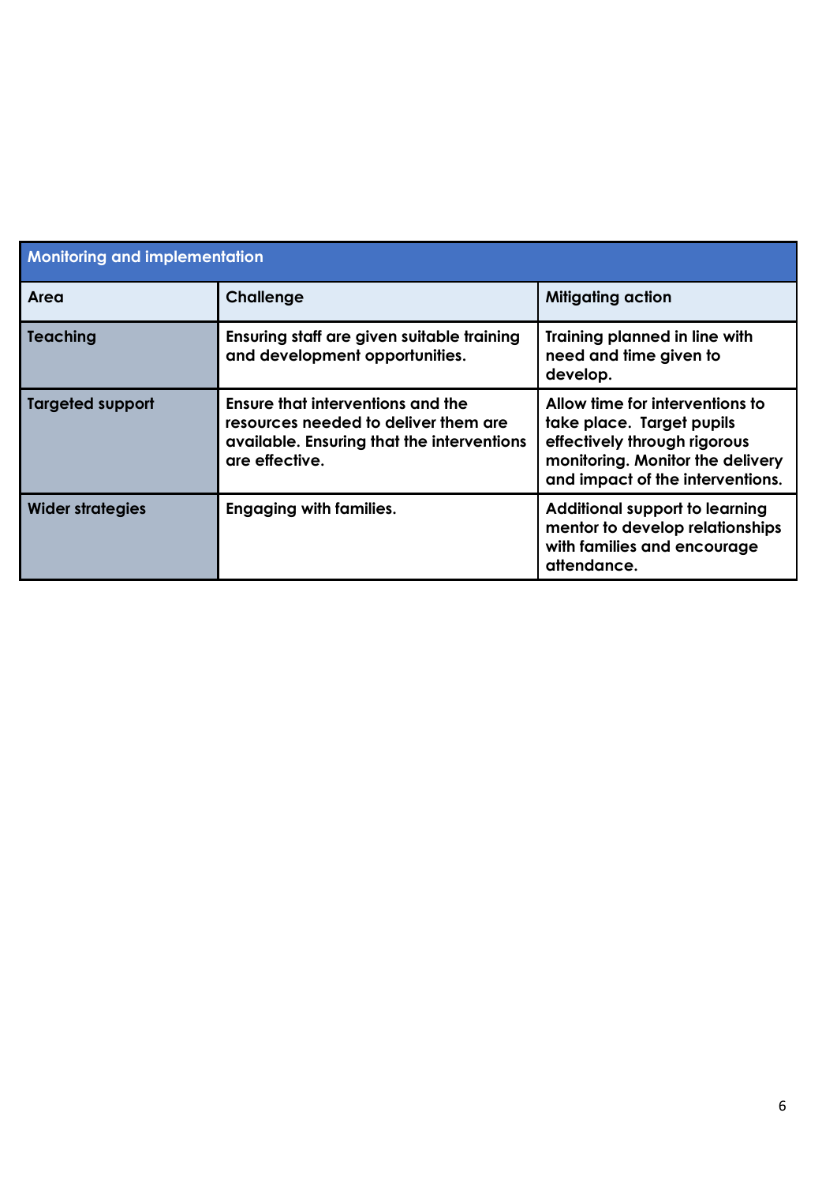| Monitoring and implementation | | |
|---|---|---|
| **Area** | **Challenge** | **Mitigating action** |
| **Teaching** | **Ensuring staff are given suitable training and development opportunities.** | **Training planned in line with need and time given to develop.** |
| **Targeted support** | **Ensure that interventions and the resources needed to deliver them are available. Ensuring that the interventions are effective.** | **Allow time for interventions to take place. Target pupils effectively through rigorous monitoring. Monitor the delivery and impact of the interventions.** |
| **Wider strategies** | **Engaging with families.** | **Additional support to learning mentor to develop relationships with families and encourage attendance.** |